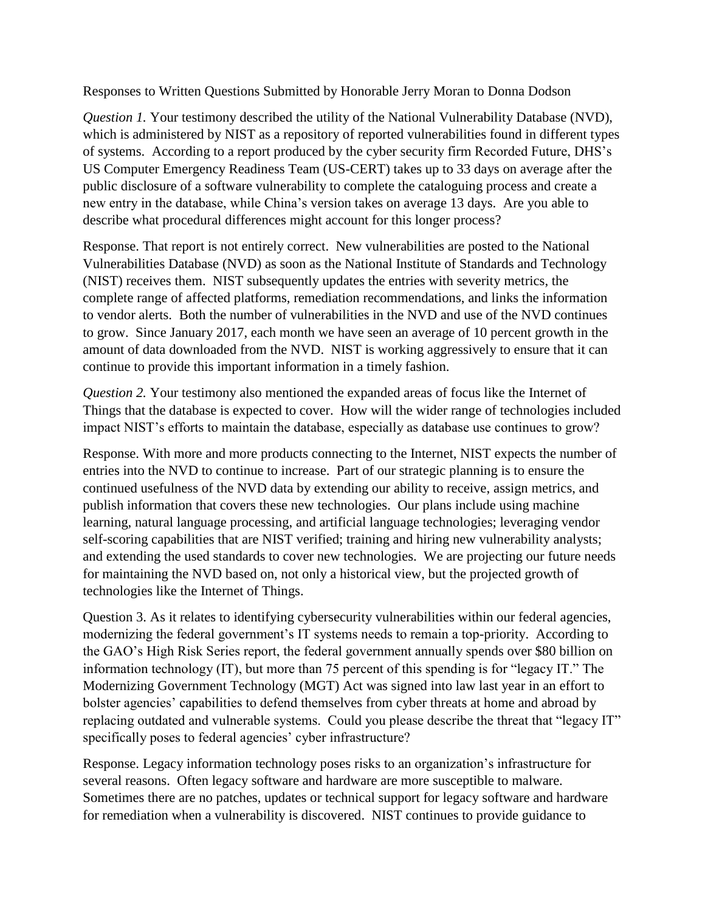Responses to Written Questions Submitted by Honorable Jerry Moran to Donna Dodson

*Question 1.* Your testimony described the utility of the National Vulnerability Database (NVD), which is administered by NIST as a repository of reported vulnerabilities found in different types of systems. According to a report produced by the cyber security firm Recorded Future, DHS's US Computer Emergency Readiness Team (US-CERT) takes up to 33 days on average after the public disclosure of a software vulnerability to complete the cataloguing process and create a new entry in the database, while China's version takes on average 13 days. Are you able to describe what procedural differences might account for this longer process?

Response. That report is not entirely correct. New vulnerabilities are posted to the National Vulnerabilities Database (NVD) as soon as the National Institute of Standards and Technology (NIST) receives them. NIST subsequently updates the entries with severity metrics, the complete range of affected platforms, remediation recommendations, and links the information to vendor alerts. Both the number of vulnerabilities in the NVD and use of the NVD continues to grow. Since January 2017, each month we have seen an average of 10 percent growth in the amount of data downloaded from the NVD. NIST is working aggressively to ensure that it can continue to provide this important information in a timely fashion.

*Question 2.* Your testimony also mentioned the expanded areas of focus like the Internet of Things that the database is expected to cover. How will the wider range of technologies included impact NIST's efforts to maintain the database, especially as database use continues to grow?

Response. With more and more products connecting to the Internet, NIST expects the number of entries into the NVD to continue to increase. Part of our strategic planning is to ensure the continued usefulness of the NVD data by extending our ability to receive, assign metrics, and publish information that covers these new technologies. Our plans include using machine learning, natural language processing, and artificial language technologies; leveraging vendor self-scoring capabilities that are NIST verified; training and hiring new vulnerability analysts; and extending the used standards to cover new technologies. We are projecting our future needs for maintaining the NVD based on, not only a historical view, but the projected growth of technologies like the Internet of Things.

Question 3. As it relates to identifying cybersecurity vulnerabilities within our federal agencies, modernizing the federal government's IT systems needs to remain a top-priority. According to the GAO's High Risk Series report, the federal government annually spends over $80 billion on information technology (IT), but more than 75 percent of this spending is for "legacy IT." The Modernizing Government Technology (MGT) Act was signed into law last year in an effort to bolster agencies' capabilities to defend themselves from cyber threats at home and abroad by replacing outdated and vulnerable systems. Could you please describe the threat that "legacy IT" specifically poses to federal agencies' cyber infrastructure?

Response. Legacy information technology poses risks to an organization's infrastructure for several reasons. Often legacy software and hardware are more susceptible to malware. Sometimes there are no patches, updates or technical support for legacy software and hardware for remediation when a vulnerability is discovered. NIST continues to provide guidance to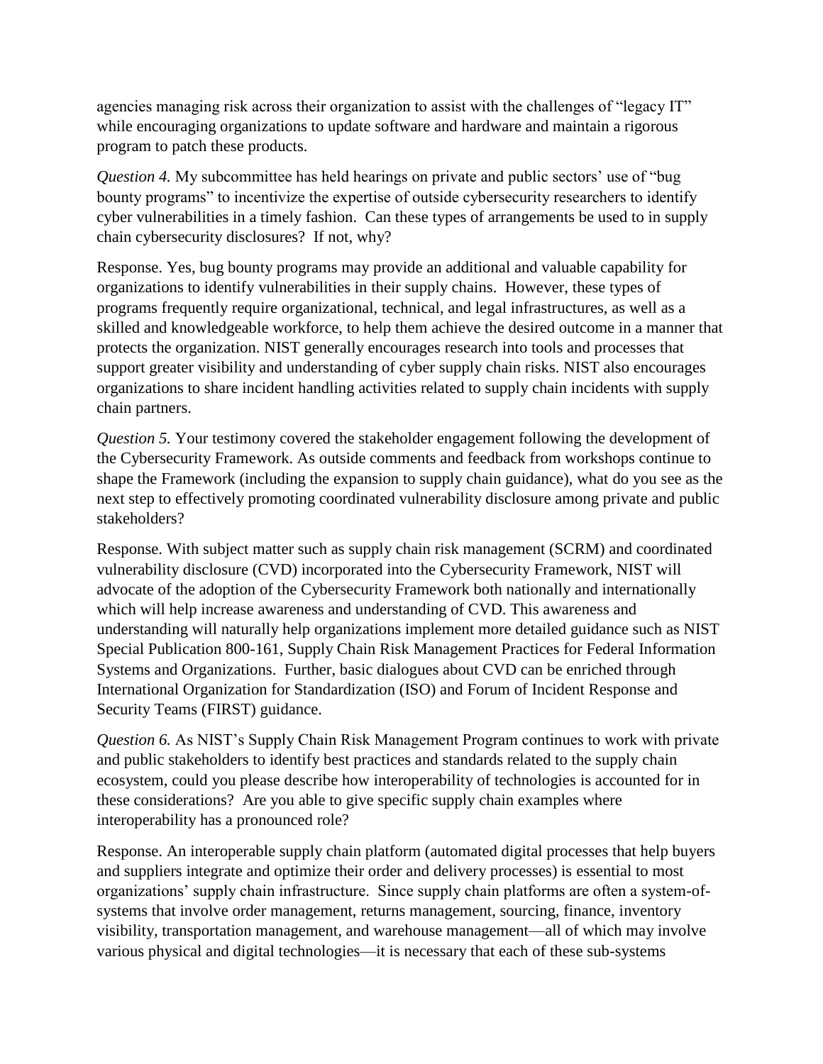agencies managing risk across their organization to assist with the challenges of "legacy IT" while encouraging organizations to update software and hardware and maintain a rigorous program to patch these products.

*Question 4.* My subcommittee has held hearings on private and public sectors' use of "bug bounty programs" to incentivize the expertise of outside cybersecurity researchers to identify cyber vulnerabilities in a timely fashion. Can these types of arrangements be used to in supply chain cybersecurity disclosures? If not, why?

Response. Yes, bug bounty programs may provide an additional and valuable capability for organizations to identify vulnerabilities in their supply chains. However, these types of programs frequently require organizational, technical, and legal infrastructures, as well as a skilled and knowledgeable workforce, to help them achieve the desired outcome in a manner that protects the organization. NIST generally encourages research into tools and processes that support greater visibility and understanding of cyber supply chain risks. NIST also encourages organizations to share incident handling activities related to supply chain incidents with supply chain partners.

*Question 5.* Your testimony covered the stakeholder engagement following the development of the Cybersecurity Framework. As outside comments and feedback from workshops continue to shape the Framework (including the expansion to supply chain guidance), what do you see as the next step to effectively promoting coordinated vulnerability disclosure among private and public stakeholders?

Response. With subject matter such as supply chain risk management (SCRM) and coordinated vulnerability disclosure (CVD) incorporated into the Cybersecurity Framework, NIST will advocate of the adoption of the Cybersecurity Framework both nationally and internationally which will help increase awareness and understanding of CVD. This awareness and understanding will naturally help organizations implement more detailed guidance such as NIST Special Publication 800-161, Supply Chain Risk Management Practices for Federal Information Systems and Organizations. Further, basic dialogues about CVD can be enriched through International Organization for Standardization (ISO) and Forum of Incident Response and Security Teams (FIRST) guidance.

*Question 6.* As NIST's Supply Chain Risk Management Program continues to work with private and public stakeholders to identify best practices and standards related to the supply chain ecosystem, could you please describe how interoperability of technologies is accounted for in these considerations? Are you able to give specific supply chain examples where interoperability has a pronounced role?

Response. An interoperable supply chain platform (automated digital processes that help buyers and suppliers integrate and optimize their order and delivery processes) is essential to most organizations' supply chain infrastructure. Since supply chain platforms are often a system-of-systems that involve order management, returns management, sourcing, finance, inventory visibility, transportation management, and warehouse management—all of which may involve various physical and digital technologies—it is necessary that each of these sub-systems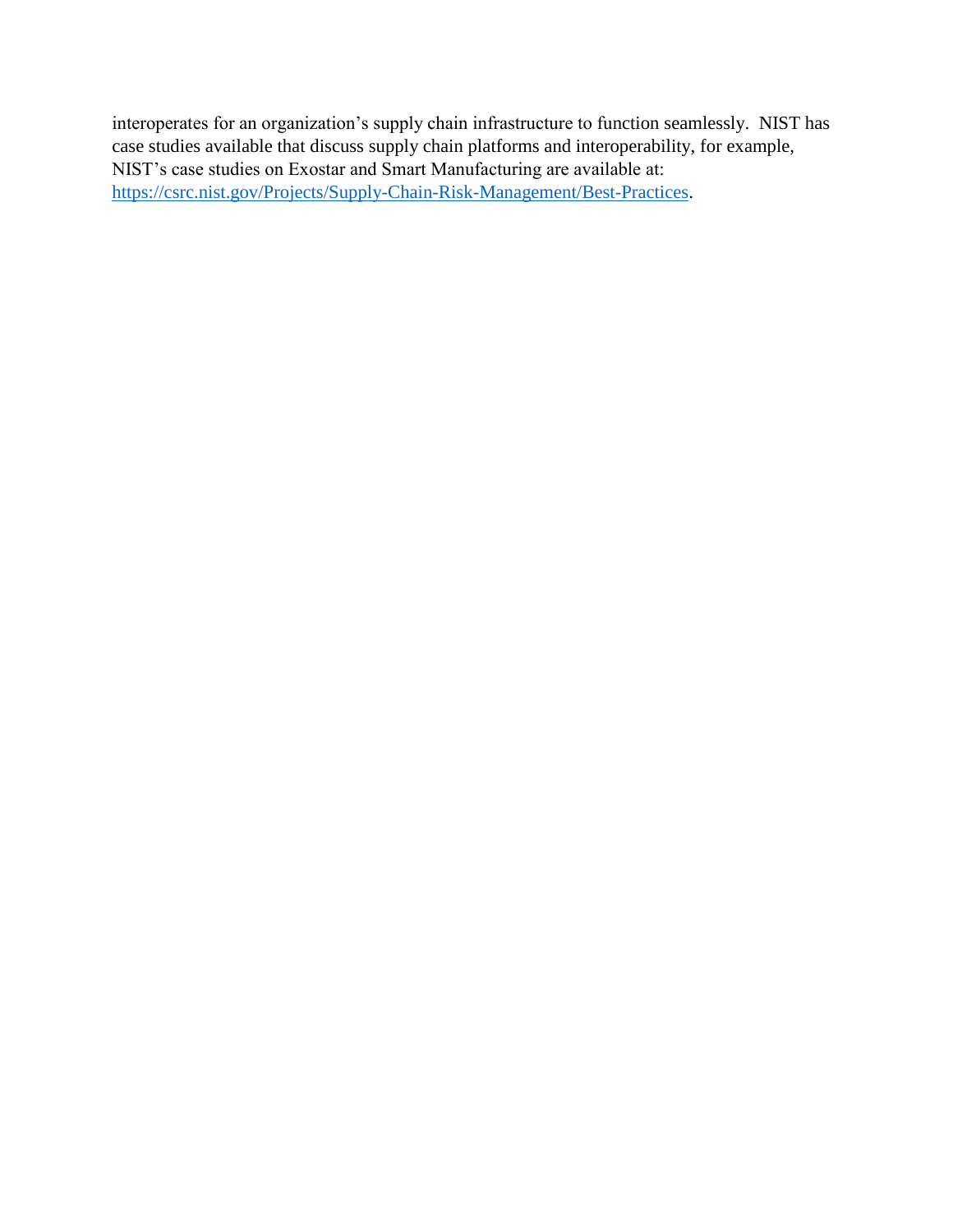interoperates for an organization's supply chain infrastructure to function seamlessly. NIST has case studies available that discuss supply chain platforms and interoperability, for example, NIST's case studies on Exostar and Smart Manufacturing are available at: [https://csrc.nist.gov/Projects/Supply-Chain-Risk-Management/Best-Practices](https://csrc.nist.gov/Projects/Supply-Chain-Risk-Management/Best-Practices).